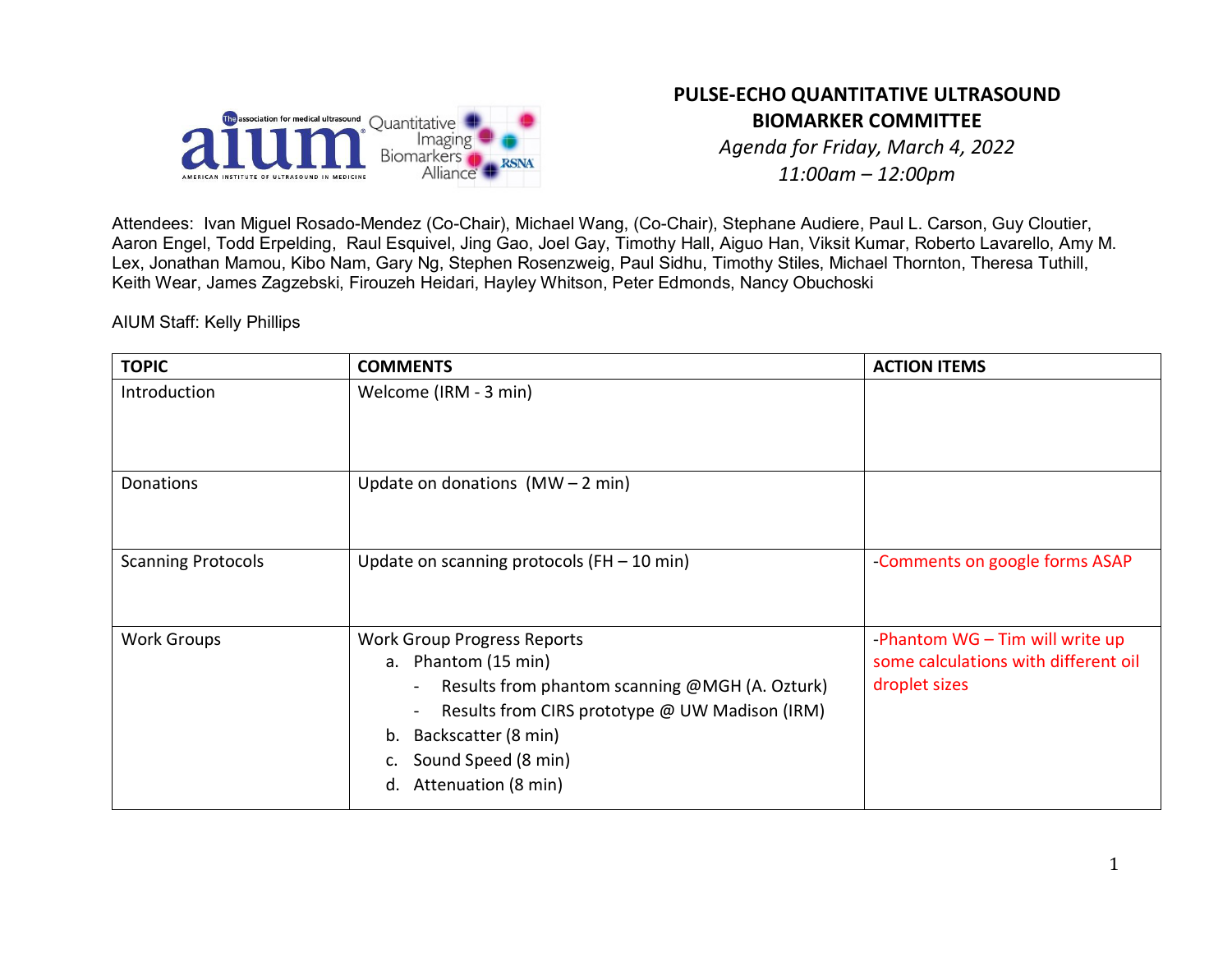# PULSE-ECHO QUANTITATIVE ULTRASOUND BIOMARKER COMMITTEE

*Agenda for Friday, March 4, 2022*

*11:00am – 12:00pm*

Attendees: Ivan Miguel Rosado-Mendez (Co-Chair), Michael Wang, (Co-Chair), Stephane Audiere, Paul L. Carson, Guy Cloutier, Aaron Engel, Todd Erpelding, Raul Esquivel, Jing Gao, Joel Gay, Timothy Hall, Aiguo Han, Viksit Kumar, Roberto Lavarello, Amy M. Lex, Jonathan Mamou, Kibo Nam, Gary Ng, Stephen Rosenzweig, Paul Sidhu, Timothy Stiles, Michael Thornton, Theresa Tuthill, Keith Wear, James Zagzebski, Firouzeh Heidari, Hayley Whitson, Peter Edmonds, Nancy Obuchoski

AIUM Staff: Kelly Phillips

| TOPIC | COMMENTS | ACTION ITEMS |
| --- | --- | --- |
| Introduction | Welcome (IRM - 3 min) | |
| Donations | Update on donations (MW – 2 min) | |
| Scanning Protocols | Update on scanning protocols (FH – 10 min) | -Comments on google forms ASAP |
| Work Groups | Work Group Progress Reports<br>a. Phantom (15 min)<br>- Results from phantom scanning @MGH (A. Ozturk)<br>- Results from CIRS prototype @ UW Madison (IRM)<br>b. Backscatter (8 min)<br>c. Sound Speed (8 min)<br>d. Attenuation (8 min) | -Phantom WG – Tim will write up some calculations with different oil droplet sizes |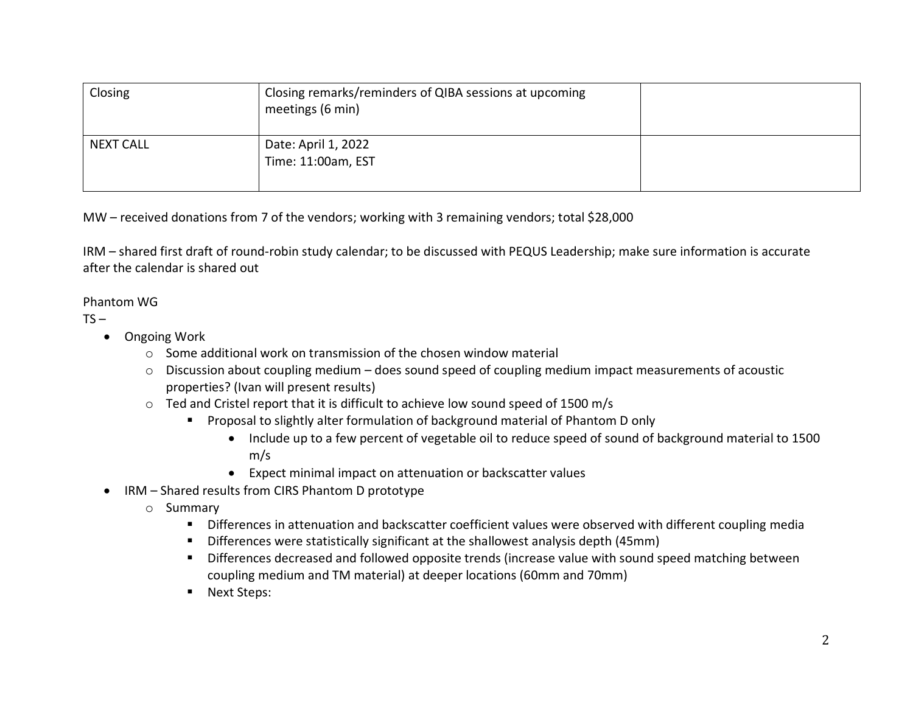| Closing | Closing remarks/reminders of QIBA sessions at upcoming meetings (6 min) | |
|---|---|---|
| NEXT CALL | Date: April 1, 2022<br>Time: 11:00am, EST | |

MW – received donations from 7 of the vendors; working with 3 remaining vendors; total $28,000

IRM – shared first draft of round-robin study calendar; to be discussed with PEQUS Leadership; make sure information is accurate after the calendar is shared out

Phantom WG

TS –

- Ongoing Work
  - Some additional work on transmission of the chosen window material
  - Discussion about coupling medium – does sound speed of coupling medium impact measurements of acoustic properties? (Ivan will present results)
  - Ted and Cristel report that it is difficult to achieve low sound speed of 1500 m/s
    - Proposal to slightly alter formulation of background material of Phantom D only
      - Include up to a few percent of vegetable oil to reduce speed of sound of background material to 1500 m/s
      - Expect minimal impact on attenuation or backscatter values
- IRM – Shared results from CIRS Phantom D prototype
  - Summary
    - Differences in attenuation and backscatter coefficient values were observed with different coupling media
    - Differences were statistically significant at the shallowest analysis depth (45mm)
    - Differences decreased and followed opposite trends (increase value with sound speed matching between coupling medium and TM material) at deeper locations (60mm and 70mm)
    - Next Steps: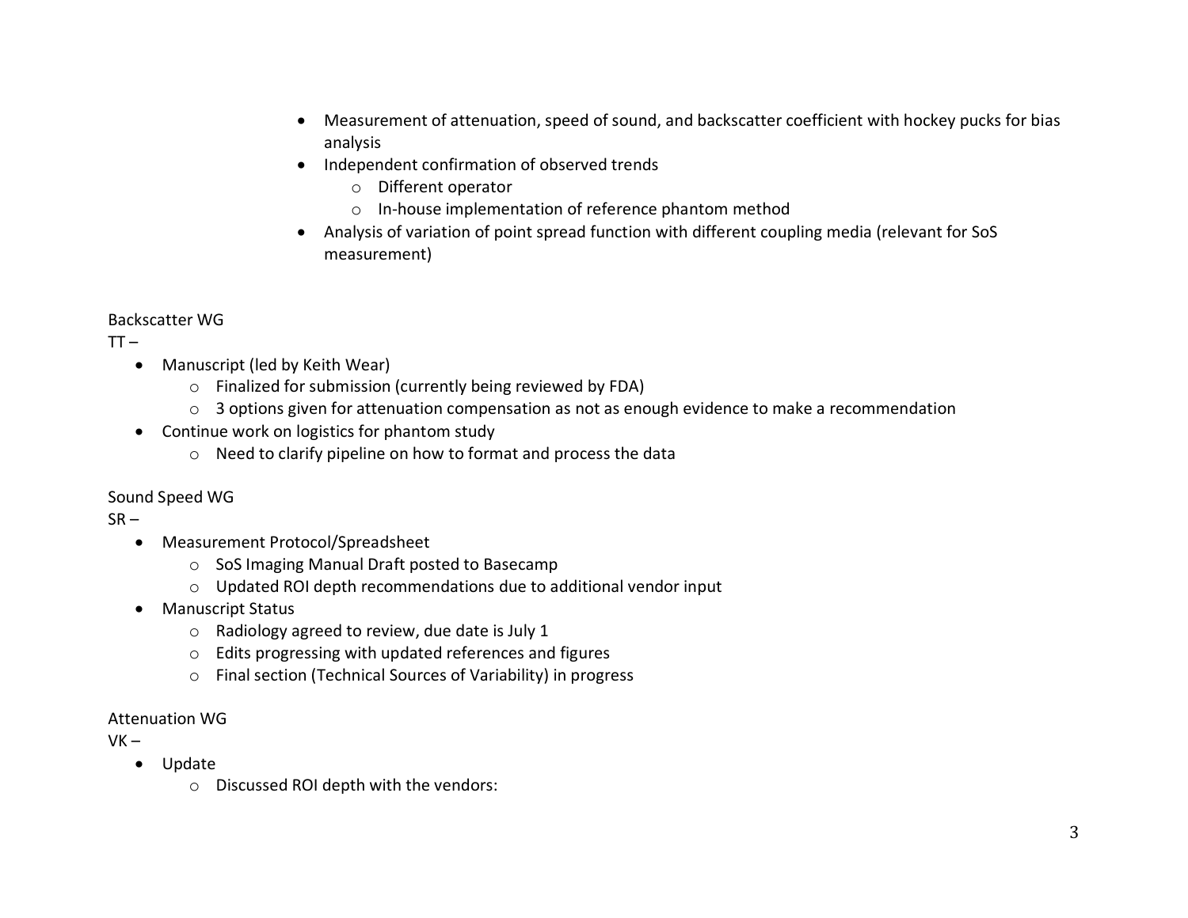- Measurement of attenuation, speed of sound, and backscatter coefficient with hockey pucks for bias analysis
- Independent confirmation of observed trends
  - Different operator
  - In-house implementation of reference phantom method
- Analysis of variation of point spread function with different coupling media (relevant for SoS measurement)

Backscatter WG

TT –

- Manuscript (led by Keith Wear)
  - Finalized for submission (currently being reviewed by FDA)
  - 3 options given for attenuation compensation as not as enough evidence to make a recommendation
- Continue work on logistics for phantom study
  - Need to clarify pipeline on how to format and process the data

Sound Speed WG

SR –

- Measurement Protocol/Spreadsheet
  - SoS Imaging Manual Draft posted to Basecamp
  - Updated ROI depth recommendations due to additional vendor input
- Manuscript Status
  - Radiology agreed to review, due date is July 1
  - Edits progressing with updated references and figures
  - Final section (Technical Sources of Variability) in progress

Attenuation WG

VK –

- Update
  - Discussed ROI depth with the vendors: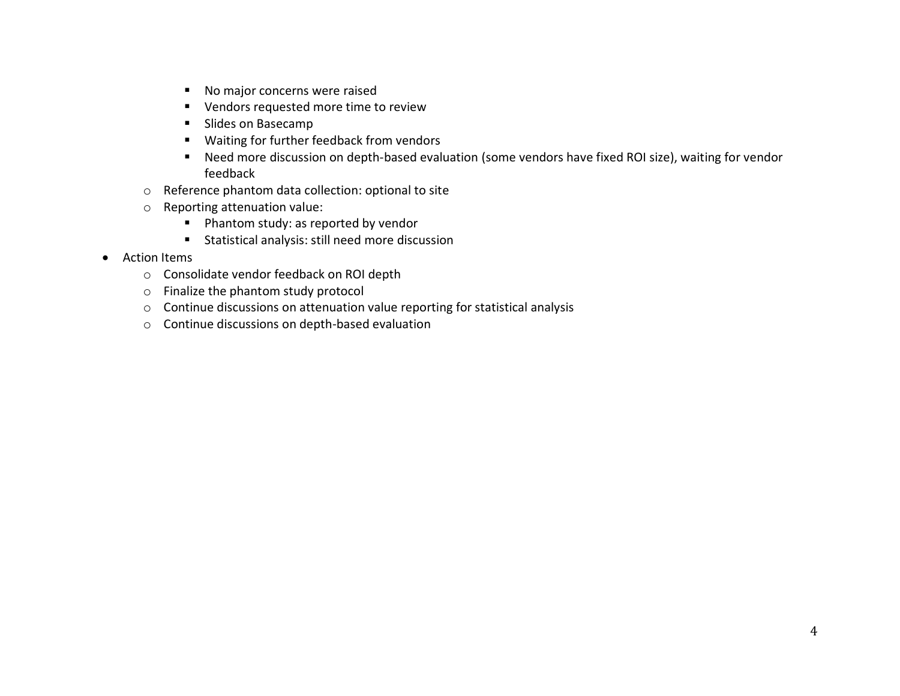- No major concerns were raised
        - Vendors requested more time to review
        - Slides on Basecamp
        - Waiting for further feedback from vendors
        - Need more discussion on depth-based evaluation (some vendors have fixed ROI size), waiting for vendor feedback
    - Reference phantom data collection: optional to site
    - Reporting attenuation value:
        - Phantom study: as reported by vendor
        - Statistical analysis: still need more discussion
- Action Items
    - Consolidate vendor feedback on ROI depth
    - Finalize the phantom study protocol
    - Continue discussions on attenuation value reporting for statistical analysis
    - Continue discussions on depth-based evaluation